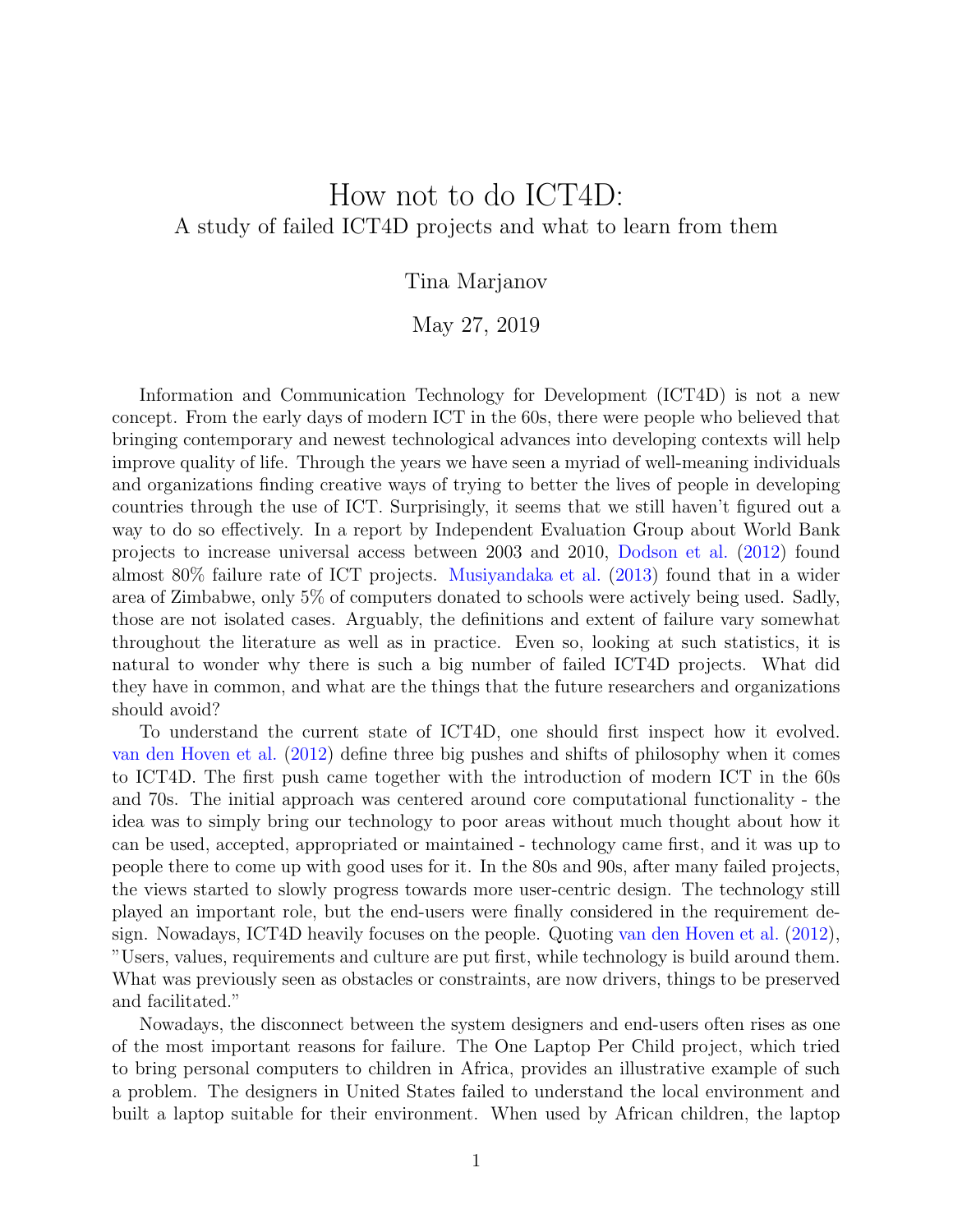# How not to do ICT4D:

## A study of failed ICT4D projects and what to learn from them

Tina Marjanov

May 27, 2019

Information and Communication Technology for Development (ICT4D) is not a new concept. From the early days of modern ICT in the 60s, there were people who believed that bringing contemporary and newest technological advances into developing contexts will help improve quality of life. Through the years we have seen a myriad of well-meaning individuals and organizations finding creative ways of trying to better the lives of people in developing countries through the use of ICT. Surprisingly, it seems that we still haven't figured out a way to do so effectively. In a report by Independent Evaluation Group about World Bank projects to increase universal access between 2003 and 2010, Dodson et al. (2012) found almost 80% failure rate of ICT projects. Musiyandaka et al. (2013) found that in a wider area of Zimbabwe, only 5% of computers donated to schools were actively being used. Sadly, those are not isolated cases. Arguably, the definitions and extent of failure vary somewhat throughout the literature as well as in practice. Even so, looking at such statistics, it is natural to wonder why there is such a big number of failed ICT4D projects. What did they have in common, and what are the things that the future researchers and organizations should avoid?

To understand the current state of ICT4D, one should first inspect how it evolved. van den Hoven et al. (2012) define three big pushes and shifts of philosophy when it comes to ICT4D. The first push came together with the introduction of modern ICT in the 60s and 70s. The initial approach was centered around core computational functionality - the idea was to simply bring our technology to poor areas without much thought about how it can be used, accepted, appropriated or maintained - technology came first, and it was up to people there to come up with good uses for it. In the 80s and 90s, after many failed projects, the views started to slowly progress towards more user-centric design. The technology still played an important role, but the end-users were finally considered in the requirement design. Nowadays, ICT4D heavily focuses on the people. Quoting van den Hoven et al. (2012), "Users, values, requirements and culture are put first, while technology is build around them. What was previously seen as obstacles or constraints, are now drivers, things to be preserved and facilitated."

Nowadays, the disconnect between the system designers and end-users often rises as one of the most important reasons for failure. The One Laptop Per Child project, which tried to bring personal computers to children in Africa, provides an illustrative example of such a problem. The designers in United States failed to understand the local environment and built a laptop suitable for their environment. When used by African children, the laptop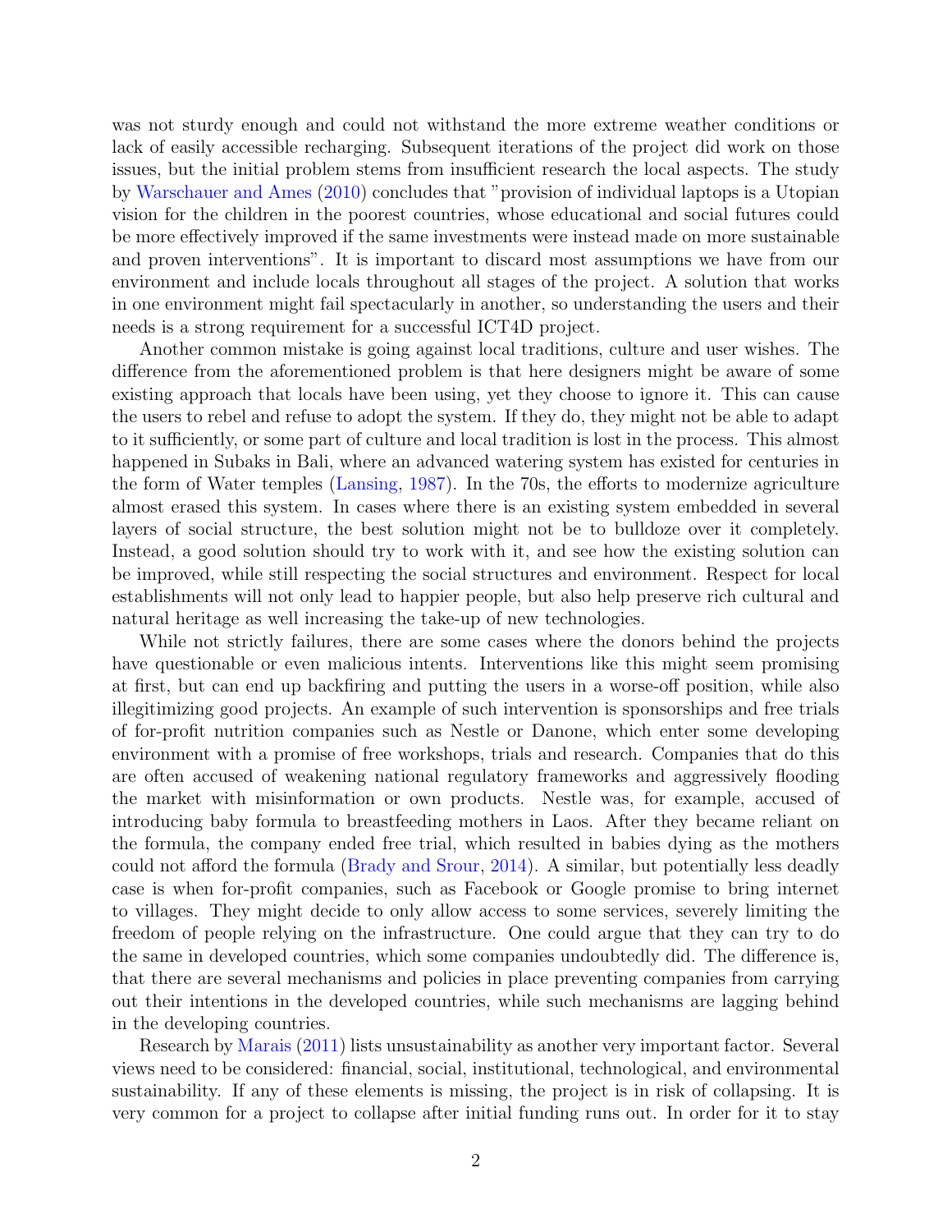was not sturdy enough and could not withstand the more extreme weather conditions or lack of easily accessible recharging. Subsequent iterations of the project did work on those issues, but the initial problem stems from insufficient research the local aspects. The study by Warschauer and Ames (2010) concludes that "provision of individual laptops is a Utopian vision for the children in the poorest countries, whose educational and social futures could be more effectively improved if the same investments were instead made on more sustainable and proven interventions". It is important to discard most assumptions we have from our environment and include locals throughout all stages of the project. A solution that works in one environment might fail spectacularly in another, so understanding the users and their needs is a strong requirement for a successful ICT4D project.

Another common mistake is going against local traditions, culture and user wishes. The difference from the aforementioned problem is that here designers might be aware of some existing approach that locals have been using, yet they choose to ignore it. This can cause the users to rebel and refuse to adopt the system. If they do, they might not be able to adapt to it sufficiently, or some part of culture and local tradition is lost in the process. This almost happened in Subaks in Bali, where an advanced watering system has existed for centuries in the form of Water temples (Lansing, 1987). In the 70s, the efforts to modernize agriculture almost erased this system. In cases where there is an existing system embedded in several layers of social structure, the best solution might not be to bulldoze over it completely. Instead, a good solution should try to work with it, and see how the existing solution can be improved, while still respecting the social structures and environment. Respect for local establishments will not only lead to happier people, but also help preserve rich cultural and natural heritage as well increasing the take-up of new technologies.

While not strictly failures, there are some cases where the donors behind the projects have questionable or even malicious intents. Interventions like this might seem promising at first, but can end up backfiring and putting the users in a worse-off position, while also illegitimizing good projects. An example of such intervention is sponsorships and free trials of for-profit nutrition companies such as Nestle or Danone, which enter some developing environment with a promise of free workshops, trials and research. Companies that do this are often accused of weakening national regulatory frameworks and aggressively flooding the market with misinformation or own products. Nestle was, for example, accused of introducing baby formula to breastfeeding mothers in Laos. After they became reliant on the formula, the company ended free trial, which resulted in babies dying as the mothers could not afford the formula (Brady and Srour, 2014). A similar, but potentially less deadly case is when for-profit companies, such as Facebook or Google promise to bring internet to villages. They might decide to only allow access to some services, severely limiting the freedom of people relying on the infrastructure. One could argue that they can try to do the same in developed countries, which some companies undoubtedly did. The difference is, that there are several mechanisms and policies in place preventing companies from carrying out their intentions in the developed countries, while such mechanisms are lagging behind in the developing countries.

Research by Marais (2011) lists unsustainability as another very important factor. Several views need to be considered: financial, social, institutional, technological, and environmental sustainability. If any of these elements is missing, the project is in risk of collapsing. It is very common for a project to collapse after initial funding runs out. In order for it to stay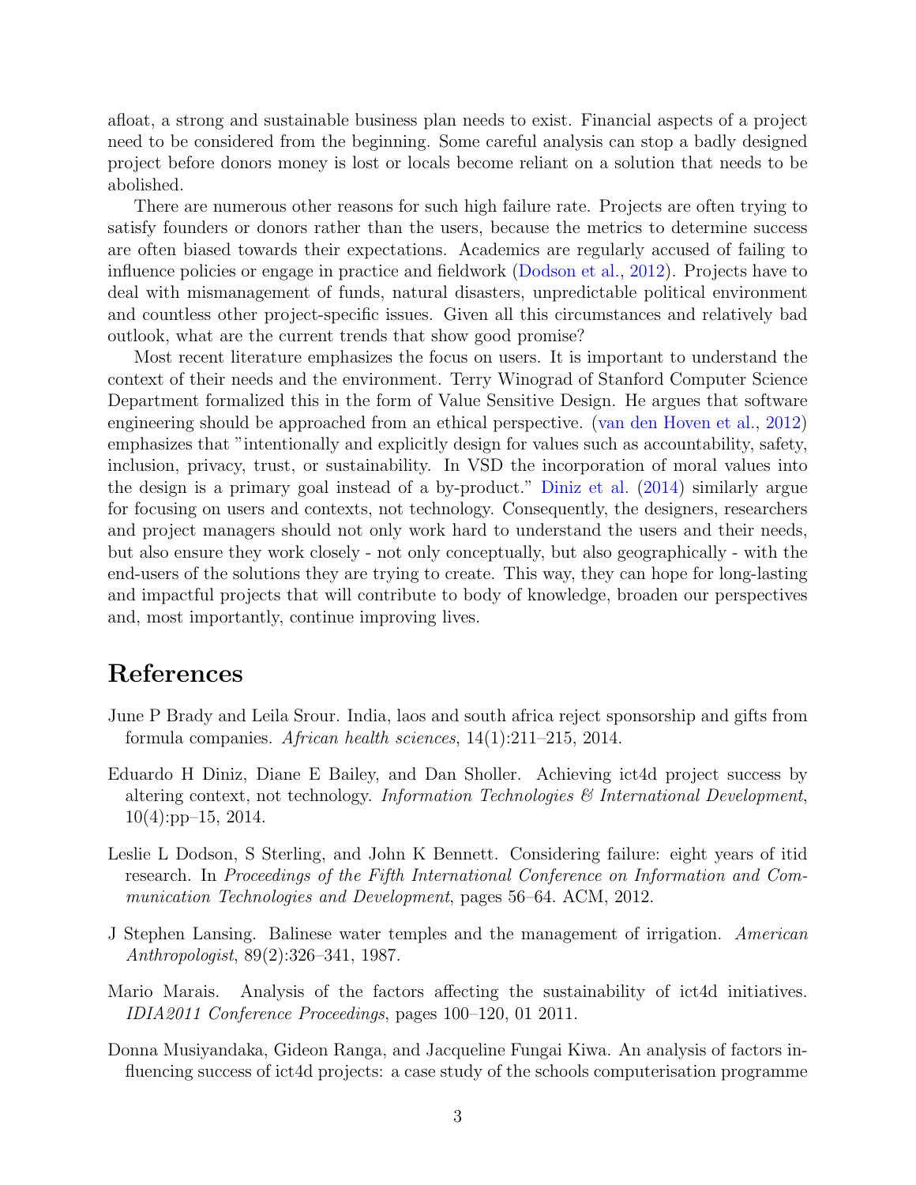afloat, a strong and sustainable business plan needs to exist. Financial aspects of a project need to be considered from the beginning. Some careful analysis can stop a badly designed project before donors money is lost or locals become reliant on a solution that needs to be abolished.

There are numerous other reasons for such high failure rate. Projects are often trying to satisfy founders or donors rather than the users, because the metrics to determine success are often biased towards their expectations. Academics are regularly accused of failing to influence policies or engage in practice and fieldwork (Dodson et al., 2012). Projects have to deal with mismanagement of funds, natural disasters, unpredictable political environment and countless other project-specific issues. Given all this circumstances and relatively bad outlook, what are the current trends that show good promise?

Most recent literature emphasizes the focus on users. It is important to understand the context of their needs and the environment. Terry Winograd of Stanford Computer Science Department formalized this in the form of Value Sensitive Design. He argues that software engineering should be approached from an ethical perspective. (van den Hoven et al., 2012) emphasizes that "intentionally and explicitly design for values such as accountability, safety, inclusion, privacy, trust, or sustainability. In VSD the incorporation of moral values into the design is a primary goal instead of a by-product." Diniz et al. (2014) similarly argue for focusing on users and contexts, not technology. Consequently, the designers, researchers and project managers should not only work hard to understand the users and their needs, but also ensure they work closely - not only conceptually, but also geographically - with the end-users of the solutions they are trying to create. This way, they can hope for long-lasting and impactful projects that will contribute to body of knowledge, broaden our perspectives and, most importantly, continue improving lives.

## References

June P Brady and Leila Srour. India, laos and south africa reject sponsorship and gifts from formula companies. *African health sciences*, 14(1):211–215, 2014.

Eduardo H Diniz, Diane E Bailey, and Dan Sholler. Achieving ict4d project success by altering context, not technology. *Information Technologies & International Development*, 10(4):pp–15, 2014.

Leslie L Dodson, S Sterling, and John K Bennett. Considering failure: eight years of itid research. In *Proceedings of the Fifth International Conference on Information and Communication Technologies and Development*, pages 56–64. ACM, 2012.

J Stephen Lansing. Balinese water temples and the management of irrigation. *American Anthropologist*, 89(2):326–341, 1987.

Mario Marais. Analysis of the factors affecting the sustainability of ict4d initiatives. *IDIA2011 Conference Proceedings*, pages 100–120, 01 2011.

Donna Musiyandaka, Gideon Ranga, and Jacqueline Fungai Kiwa. An analysis of factors influencing success of ict4d projects: a case study of the schools computerisation programme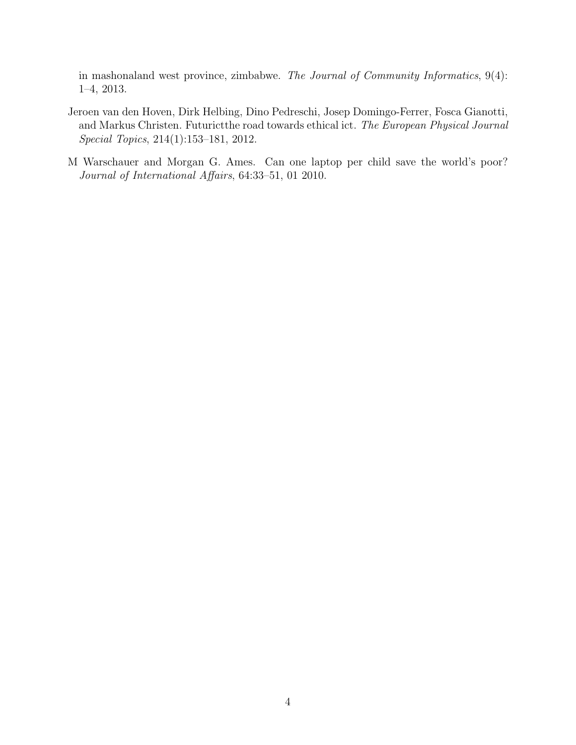in mashonaland west province, zimbabwe. *The Journal of Community Informatics*, 9(4): 1–4, 2013.

Jeroen van den Hoven, Dirk Helbing, Dino Pedreschi, Josep Domingo-Ferrer, Fosca Gianotti, and Markus Christen. Futurictthe road towards ethical ict. *The European Physical Journal Special Topics*, 214(1):153–181, 2012.

M Warschauer and Morgan G. Ames. Can one laptop per child save the world's poor? *Journal of International Affairs*, 64:33–51, 01 2010.